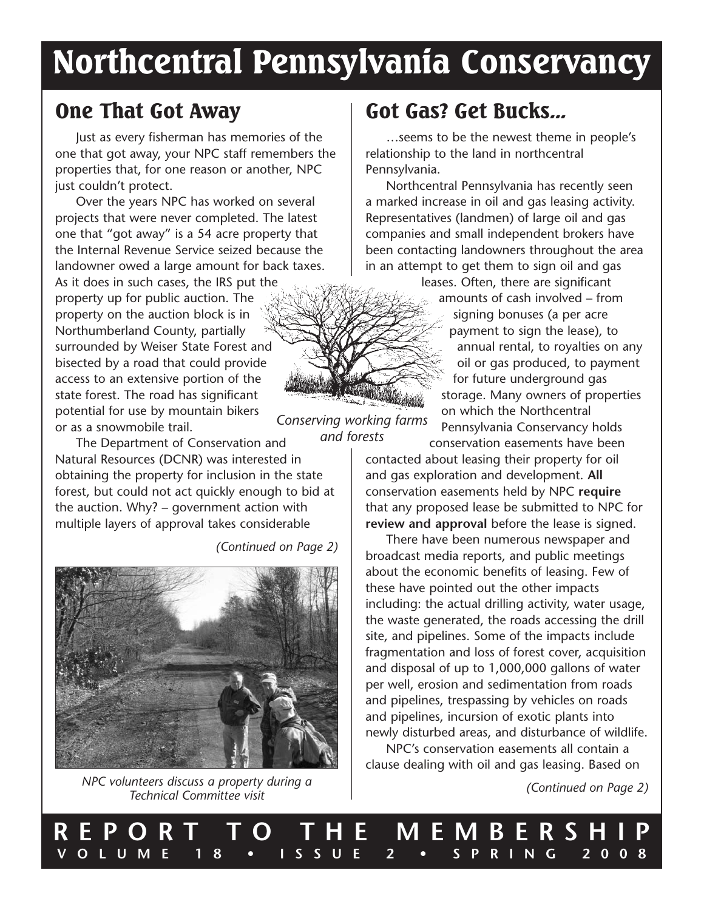# Northcentral Pennsylvania Conservancy

## One That Got Away

Just as every fisherman has memories of the one that got away, your NPC staff remembers the properties that, for one reason or another, NPC just couldn't protect.

Over the years NPC has worked on several projects that were never completed. The latest one that "got away" is a 54 acre property that the Internal Revenue Service seized because the landowner owed a large amount for back taxes. As it does in such cases, the IRS put the property up for public auction. The property on the auction block is in Northumberland County, partially surrounded by Weiser State Forest and bisected by a road that could provide access to an extensive portion of the state forest. The road has significant potential for use by mountain bikers or as a snowmobile trail.

The Department of Conservation and Natural Resources (DCNR) was interested in obtaining the property for inclusion in the state forest, but could not act quickly enough to bid at the auction. Why? – government action with multiple layers of approval takes considerable

*(Continued on Page 2)*

*NPC volunteers discuss a property during a Technical Committee visit*

*Conserving working farms and forests*

## Got Gas? Get Bucks...

…seems to be the newest theme in people's relationship to the land in northcentral Pennsylvania.

Northcentral Pennsylvania has recently seen a marked increase in oil and gas leasing activity. Representatives (landmen) of large oil and gas companies and small independent brokers have been contacting landowners throughout the area in an attempt to get them to sign oil and gas leases. Often, there are significant amounts of cash involved – from signing bonuses (a per acre payment to sign the lease), to annual rental, to royalties on any oil or gas produced, to payment for future underground gas storage. Many owners of properties on which the Northcentral Pennsylvania Conservancy holds conservation easements have been contacted about leasing their property for oil and gas exploration and development. **All** conservation easements held by NPC **require** that any proposed lease be submitted to NPC for **review and approval** before the lease is signed.

There have been numerous newspaper and broadcast media reports, and public meetings about the economic benefits of leasing. Few of these have pointed out the other impacts including: the actual drilling activity, water usage, the waste generated, the roads accessing the drill site, and pipelines. Some of the impacts include fragmentation and loss of forest cover, acquisition and disposal of up to 1,000,000 gallons of water per well, erosion and sedimentation from roads and pipelines, trespassing by vehicles on roads and pipelines, incursion of exotic plants into newly disturbed areas, and disturbance of wildlife.

NPC's conservation easements all contain a clause dealing with oil and gas leasing. Based on

*(Continued on Page 2)*

**REPORT TO THE MEMBERSHIP**
**VOLUME 18 • ISSUE 2 • SPRING 2008**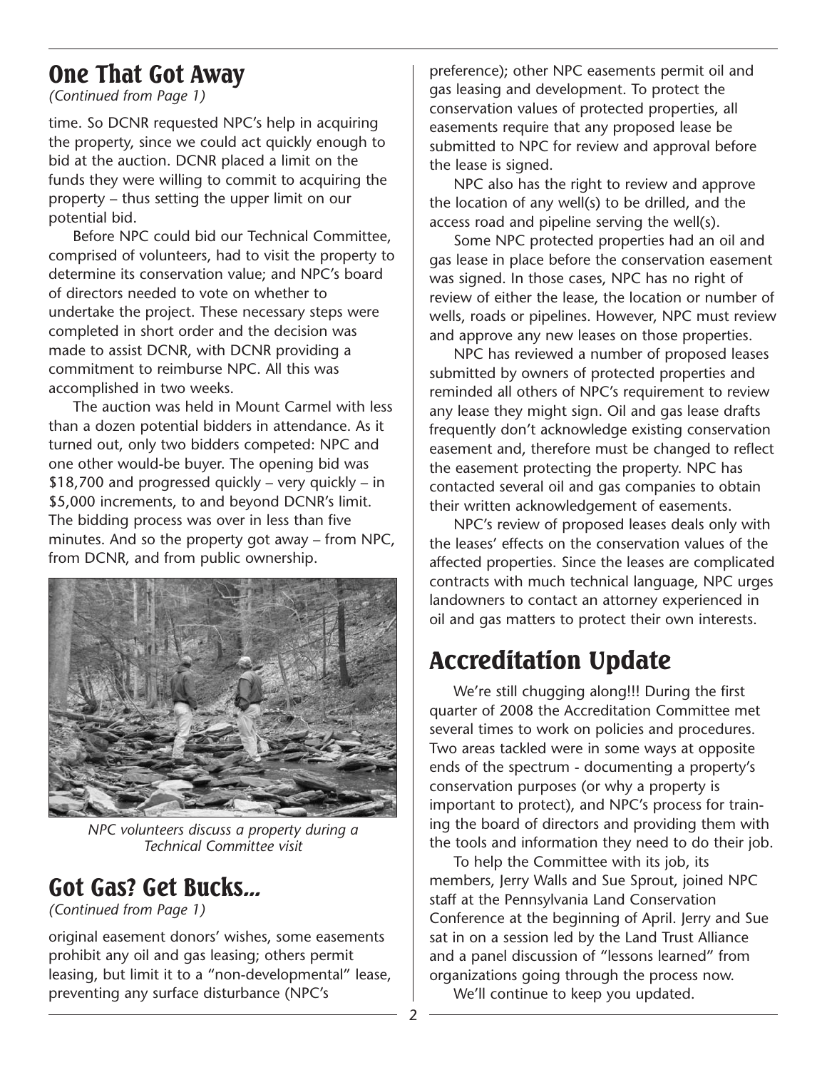## One That Got Away

*(Continued from Page 1)*

time. So DCNR requested NPC's help in acquiring the property, since we could act quickly enough to bid at the auction. DCNR placed a limit on the funds they were willing to commit to acquiring the property – thus setting the upper limit on our potential bid.

Before NPC could bid our Technical Committee, comprised of volunteers, had to visit the property to determine its conservation value; and NPC's board of directors needed to vote on whether to undertake the project. These necessary steps were completed in short order and the decision was made to assist DCNR, with DCNR providing a commitment to reimburse NPC. All this was accomplished in two weeks.

The auction was held in Mount Carmel with less than a dozen potential bidders in attendance. As it turned out, only two bidders competed: NPC and one other would-be buyer. The opening bid was $18,700 and progressed quickly – very quickly – in $5,000 increments, to and beyond DCNR's limit. The bidding process was over in less than five minutes. And so the property got away – from NPC, from DCNR, and from public ownership.

*NPC volunteers discuss a property during a Technical Committee visit*

## Got Gas? Get Bucks...

*(Continued from Page 1)*

original easement donors' wishes, some easements prohibit any oil and gas leasing; others permit leasing, but limit it to a "non-developmental" lease, preventing any surface disturbance (NPC's preference); other NPC easements permit oil and gas leasing and development. To protect the conservation values of protected properties, all easements require that any proposed lease be submitted to NPC for review and approval before the lease is signed.

NPC also has the right to review and approve the location of any well(s) to be drilled, and the access road and pipeline serving the well(s).

Some NPC protected properties had an oil and gas lease in place before the conservation easement was signed. In those cases, NPC has no right of review of either the lease, the location or number of wells, roads or pipelines. However, NPC must review and approve any new leases on those properties.

NPC has reviewed a number of proposed leases submitted by owners of protected properties and reminded all others of NPC's requirement to review any lease they might sign. Oil and gas lease drafts frequently don't acknowledge existing conservation easement and, therefore must be changed to reflect the easement protecting the property. NPC has contacted several oil and gas companies to obtain their written acknowledgement of easements.

NPC's review of proposed leases deals only with the leases' effects on the conservation values of the affected properties. Since the leases are complicated contracts with much technical language, NPC urges landowners to contact an attorney experienced in oil and gas matters to protect their own interests.

## Accreditation Update

We're still chugging along!!! During the first quarter of 2008 the Accreditation Committee met several times to work on policies and procedures. Two areas tackled were in some ways at opposite ends of the spectrum - documenting a property's conservation purposes (or why a property is important to protect), and NPC's process for training the board of directors and providing them with the tools and information they need to do their job.

To help the Committee with its job, its members, Jerry Walls and Sue Sprout, joined NPC staff at the Pennsylvania Land Conservation Conference at the beginning of April. Jerry and Sue sat in on a session led by the Land Trust Alliance and a panel discussion of "lessons learned" from organizations going through the process now.

We'll continue to keep you updated.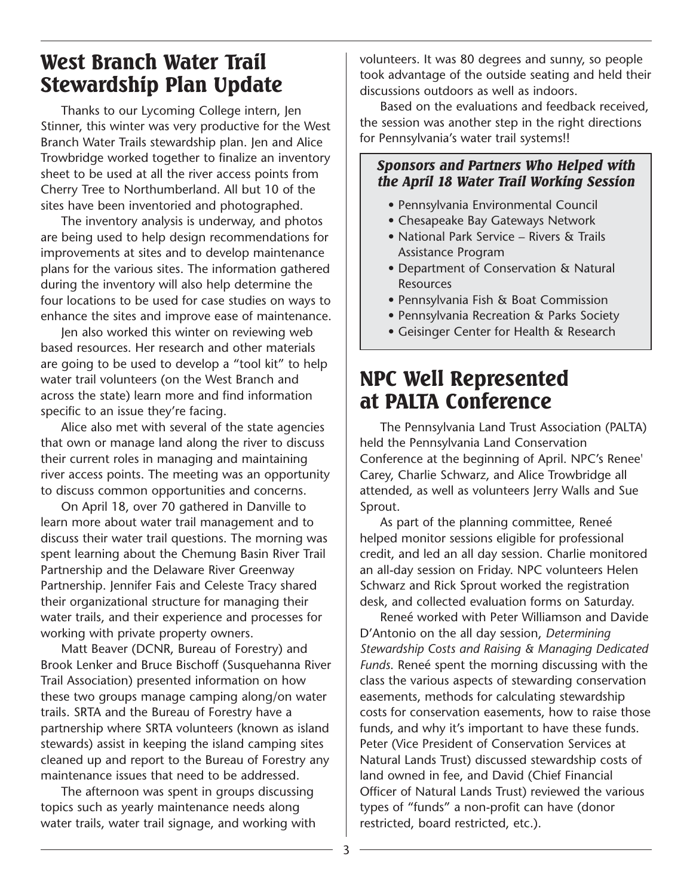## West Branch Water Trail Stewardship Plan Update

Thanks to our Lycoming College intern, Jen Stinner, this winter was very productive for the West Branch Water Trails stewardship plan. Jen and Alice Trowbridge worked together to finalize an inventory sheet to be used at all the river access points from Cherry Tree to Northumberland. All but 10 of the sites have been inventoried and photographed.

The inventory analysis is underway, and photos are being used to help design recommendations for improvements at sites and to develop maintenance plans for the various sites. The information gathered during the inventory will also help determine the four locations to be used for case studies on ways to enhance the sites and improve ease of maintenance.

Jen also worked this winter on reviewing web based resources. Her research and other materials are going to be used to develop a "tool kit" to help water trail volunteers (on the West Branch and across the state) learn more and find information specific to an issue they're facing.

Alice also met with several of the state agencies that own or manage land along the river to discuss their current roles in managing and maintaining river access points. The meeting was an opportunity to discuss common opportunities and concerns.

On April 18, over 70 gathered in Danville to learn more about water trail management and to discuss their water trail questions. The morning was spent learning about the Chemung Basin River Trail Partnership and the Delaware River Greenway Partnership. Jennifer Fais and Celeste Tracy shared their organizational structure for managing their water trails, and their experience and processes for working with private property owners.

Matt Beaver (DCNR, Bureau of Forestry) and Brook Lenker and Bruce Bischoff (Susquehanna River Trail Association) presented information on how these two groups manage camping along/on water trails. SRTA and the Bureau of Forestry have a partnership where SRTA volunteers (known as island stewards) assist in keeping the island camping sites cleaned up and report to the Bureau of Forestry any maintenance issues that need to be addressed.

The afternoon was spent in groups discussing topics such as yearly maintenance needs along water trails, water trail signage, and working with volunteers. It was 80 degrees and sunny, so people took advantage of the outside seating and held their discussions outdoors as well as indoors.

Based on the evaluations and feedback received, the session was another step in the right directions for Pennsylvania's water trail systems!!

### *Sponsors and Partners Who Helped with the April 18 Water Trail Working Session*

- Pennsylvania Environmental Council
- Chesapeake Bay Gateways Network
- National Park Service – Rivers & Trails Assistance Program
- Department of Conservation & Natural Resources
- Pennsylvania Fish & Boat Commission
- Pennsylvania Recreation & Parks Society
- Geisinger Center for Health & Research

## NPC Well Represented at PALTA Conference

The Pennsylvania Land Trust Association (PALTA) held the Pennsylvania Land Conservation Conference at the beginning of April. NPC's Renee' Carey, Charlie Schwarz, and Alice Trowbridge all attended, as well as volunteers Jerry Walls and Sue Sprout.

As part of the planning committee, Reneé helped monitor sessions eligible for professional credit, and led an all day session. Charlie monitored an all-day session on Friday. NPC volunteers Helen Schwarz and Rick Sprout worked the registration desk, and collected evaluation forms on Saturday.

Reneé worked with Peter Williamson and Davide D'Antonio on the all day session, *Determining Stewardship Costs and Raising & Managing Dedicated Funds*. Reneé spent the morning discussing with the class the various aspects of stewarding conservation easements, methods for calculating stewardship costs for conservation easements, how to raise those funds, and why it's important to have these funds. Peter (Vice President of Conservation Services at Natural Lands Trust) discussed stewardship costs of land owned in fee, and David (Chief Financial Officer of Natural Lands Trust) reviewed the various types of "funds" a non-profit can have (donor restricted, board restricted, etc.).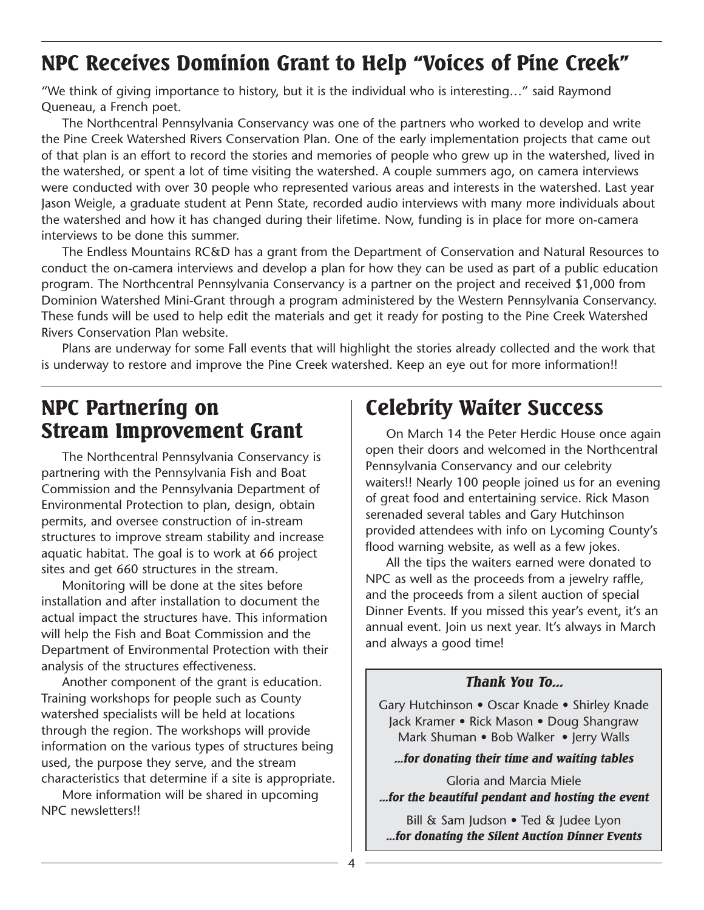## NPC Receives Dominion Grant to Help "Voices of Pine Creek"

"We think of giving importance to history, but it is the individual who is interesting…" said Raymond Queneau, a French poet.

The Northcentral Pennsylvania Conservancy was one of the partners who worked to develop and write the Pine Creek Watershed Rivers Conservation Plan. One of the early implementation projects that came out of that plan is an effort to record the stories and memories of people who grew up in the watershed, lived in the watershed, or spent a lot of time visiting the watershed. A couple summers ago, on camera interviews were conducted with over 30 people who represented various areas and interests in the watershed. Last year Jason Weigle, a graduate student at Penn State, recorded audio interviews with many more individuals about the watershed and how it has changed during their lifetime. Now, funding is in place for more on-camera interviews to be done this summer.

The Endless Mountains RC&D has a grant from the Department of Conservation and Natural Resources to conduct the on-camera interviews and develop a plan for how they can be used as part of a public education program. The Northcentral Pennsylvania Conservancy is a partner on the project and received $1,000 from Dominion Watershed Mini-Grant through a program administered by the Western Pennsylvania Conservancy. These funds will be used to help edit the materials and get it ready for posting to the Pine Creek Watershed Rivers Conservation Plan website.

Plans are underway for some Fall events that will highlight the stories already collected and the work that is underway to restore and improve the Pine Creek watershed. Keep an eye out for more information!!

## NPC Partnering on Stream Improvement Grant

The Northcentral Pennsylvania Conservancy is partnering with the Pennsylvania Fish and Boat Commission and the Pennsylvania Department of Environmental Protection to plan, design, obtain permits, and oversee construction of in-stream structures to improve stream stability and increase aquatic habitat. The goal is to work at 66 project sites and get 660 structures in the stream.

Monitoring will be done at the sites before installation and after installation to document the actual impact the structures have. This information will help the Fish and Boat Commission and the Department of Environmental Protection with their analysis of the structures effectiveness.

Another component of the grant is education. Training workshops for people such as County watershed specialists will be held at locations through the region. The workshops will provide information on the various types of structures being used, the purpose they serve, and the stream characteristics that determine if a site is appropriate.

More information will be shared in upcoming NPC newsletters!!

## Celebrity Waiter Success

On March 14 the Peter Herdic House once again open their doors and welcomed in the Northcentral Pennsylvania Conservancy and our celebrity waiters!! Nearly 100 people joined us for an evening of great food and entertaining service. Rick Mason serenaded several tables and Gary Hutchinson provided attendees with info on Lycoming County's flood warning website, as well as a few jokes.

All the tips the waiters earned were donated to NPC as well as the proceeds from a jewelry raffle, and the proceeds from a silent auction of special Dinner Events. If you missed this year's event, it's an annual event. Join us next year. It's always in March and always a good time!

### *Thank You To…*

Gary Hutchinson • Oscar Knade • Shirley Knade
Jack Kramer • Rick Mason • Doug Shangraw
Mark Shuman • Bob Walker • Jerry Walls

***…for donating their time and waiting tables***

Gloria and Marcia Miele

***…for the beautiful pendant and hosting the event***

Bill & Sam Judson • Ted & Judee Lyon

***…for donating the Silent Auction Dinner Events***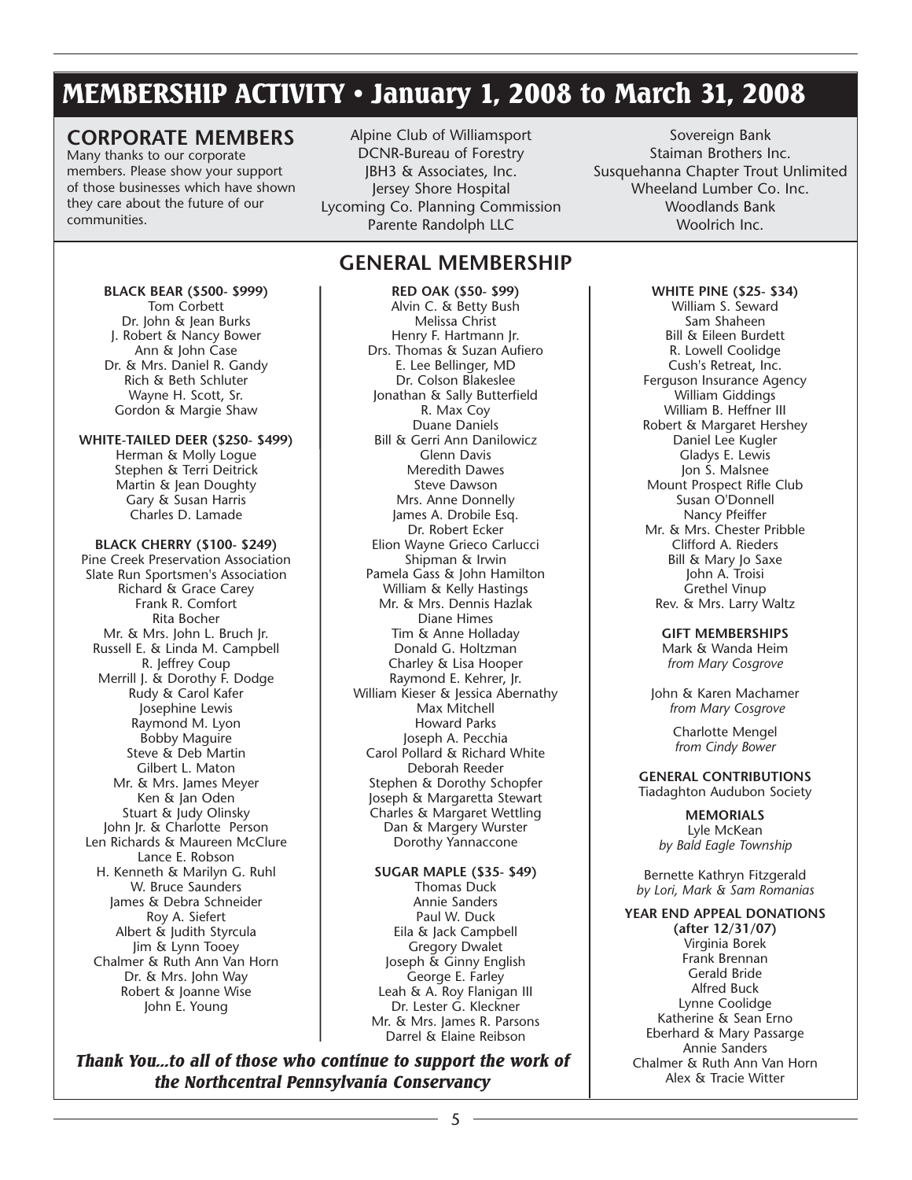# MEMBERSHIP ACTIVITY • January 1, 2008 to March 31, 2008

## CORPORATE MEMBERS

Many thanks to our corporate members. Please show your support of those businesses which have shown they care about the future of our communities.

Alpine Club of Williamsport
DCNR-Bureau of Forestry
JBH3 & Associates, Inc.
Jersey Shore Hospital
Lycoming Co. Planning Commission
Parente Randolph LLC
Sovereign Bank
Staiman Brothers Inc.
Susquehanna Chapter Trout Unlimited
Wheeland Lumber Co. Inc.
Woodlands Bank
Woolrich Inc.

## GENERAL MEMBERSHIP

**BLACK BEAR ($500- $999)**
Tom Corbett
Dr. John & Jean Burks
J. Robert & Nancy Bower
Ann & John Case
Dr. & Mrs. Daniel R. Gandy
Rich & Beth Schluter
Wayne H. Scott, Sr.
Gordon & Margie Shaw

**WHITE-TAILED DEER ($250- $499)**
Herman & Molly Logue
Stephen & Terri Deitrick
Martin & Jean Doughty
Gary & Susan Harris
Charles D. Lamade

**BLACK CHERRY ($100- $249)**
Pine Creek Preservation Association
Slate Run Sportsmen's Association
Richard & Grace Carey
Frank R. Comfort
Rita Bocher
Mr. & Mrs. John L. Bruch Jr.
Russell E. & Linda M. Campbell
R. Jeffrey Coup
Merrill J. & Dorothy F. Dodge
Rudy & Carol Kafer
Josephine Lewis
Raymond M. Lyon
Bobby Maguire
Steve & Deb Martin
Gilbert L. Maton
Mr. & Mrs. James Meyer
Ken & Jan Oden
Stuart & Judy Olinsky
John Jr. & Charlotte Person
Len Richards & Maureen McClure
Lance E. Robson
H. Kenneth & Marilyn G. Ruhl
W. Bruce Saunders
James & Debra Schneider
Roy A. Siefert
Albert & Judith Styrcula
Jim & Lynn Tooey
Chalmer & Ruth Ann Van Horn
Dr. & Mrs. John Way
Robert & Joanne Wise
John E. Young

**RED OAK ($50- $99)**
Alvin C. & Betty Bush
Melissa Christ
Henry F. Hartmann Jr.
Drs. Thomas & Suzan Aufiero
E. Lee Bellinger, MD
Dr. Colson Blakeslee
Jonathan & Sally Butterfield
R. Max Coy
Duane Daniels
Bill & Gerri Ann Danilowicz
Glenn Davis
Meredith Dawes
Steve Dawson
Mrs. Anne Donnelly
James A. Drobile Esq.
Dr. Robert Ecker
Elion Wayne Grieco Carlucci
Shipman & Irwin
Pamela Gass & John Hamilton
William & Kelly Hastings
Mr. & Mrs. Dennis Hazlak
Diane Himes
Tim & Anne Holladay
Donald G. Holtzman
Charley & Lisa Hooper
Raymond E. Kehrer, Jr.
William Kieser & Jessica Abernathy
Max Mitchell
Howard Parks
Joseph A. Pecchia
Carol Pollard & Richard White
Deborah Reeder
Stephen & Dorothy Schopfer
Joseph & Margaretta Stewart
Charles & Margaret Wettling
Dan & Margery Wurster
Dorothy Yannaccone

**SUGAR MAPLE ($35- $49)**
Thomas Duck
Annie Sanders
Paul W. Duck
Eila & Jack Campbell
Gregory Dwalet
Joseph & Ginny English
George E. Farley
Leah & A. Roy Flanigan III
Dr. Lester G. Kleckner
Mr. & Mrs. James R. Parsons
Darrel & Elaine Reibson

**WHITE PINE ($25- $34)**
William S. Seward
Sam Shaheen
Bill & Eileen Burdett
R. Lowell Coolidge
Cush's Retreat, Inc.
Ferguson Insurance Agency
William Giddings
William B. Heffner III
Robert & Margaret Hershey
Daniel Lee Kugler
Gladys E. Lewis
Jon S. Malsnee
Mount Prospect Rifle Club
Susan O'Donnell
Nancy Pfeiffer
Mr. & Mrs. Chester Pribble
Clifford A. Rieders
Bill & Mary Jo Saxe
John A. Troisi
Grethel Vinup
Rev. & Mrs. Larry Waltz

**GIFT MEMBERSHIPS**
Mark & Wanda Heim
*from Mary Cosgrove*

John & Karen Machamer
*from Mary Cosgrove*

Charlotte Mengel
*from Cindy Bower*

**GENERAL CONTRIBUTIONS**
Tiadaghton Audubon Society

**MEMORIALS**
Lyle McKean
*by Bald Eagle Township*

Bernette Kathryn Fitzgerald
*by Lori, Mark & Sam Romanias*

**YEAR END APPEAL DONATIONS (after 12/31/07)**
Virginia Borek
Frank Brennan
Gerald Bride
Alfred Buck
Lynne Coolidge
Katherine & Sean Erno
Eberhard & Mary Passarge
Annie Sanders
Chalmer & Ruth Ann Van Horn
Alex & Tracie Witter

***Thank You...to all of those who continue to support the work of the Northcentral Pennsylvania Conservancy***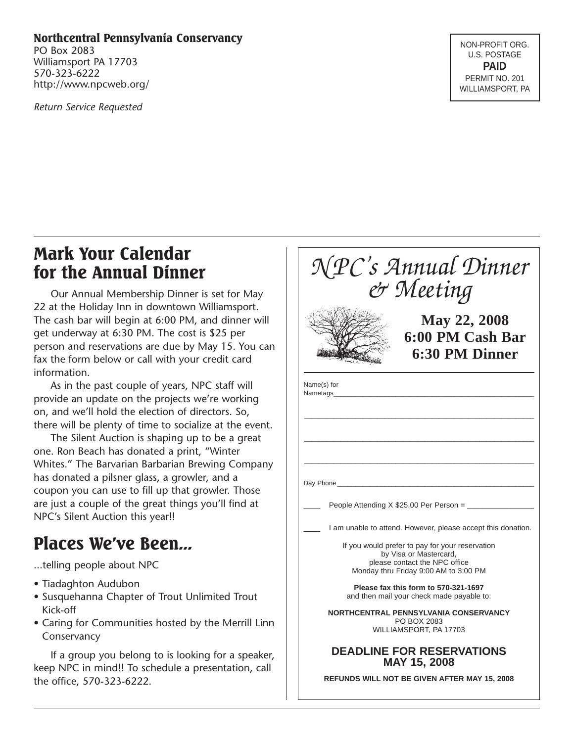**Northcentral Pennsylvania Conservancy**
PO Box 2083
Williamsport PA 17703
570-323-6222
http://www.npcweb.org/

*Return Service Requested*

NON-PROFIT ORG.
U.S. POSTAGE
**PAID**
PERMIT NO. 201
WILLIAMSPORT, PA

## Mark Your Calendar for the Annual Dinner

Our Annual Membership Dinner is set for May 22 at the Holiday Inn in downtown Williamsport. The cash bar will begin at 6:00 PM, and dinner will get underway at 6:30 PM. The cost is $25 per person and reservations are due by May 15. You can fax the form below or call with your credit card information.

As in the past couple of years, NPC staff will provide an update on the projects we're working on, and we'll hold the election of directors. So, there will be plenty of time to socialize at the event.

The Silent Auction is shaping up to be a great one. Ron Beach has donated a print, "Winter Whites." The Barvarian Barbarian Brewing Company has donated a pilsner glass, a growler, and a coupon you can use to fill up that growler. Those are just a couple of the great things you'll find at NPC's Silent Auction this year!!

## Places We've Been...

...telling people about NPC

- Tiadaghton Audubon
- Susquehanna Chapter of Trout Unlimited Trout Kick-off
- Caring for Communities hosted by the Merrill Linn Conservancy

If a group you belong to is looking for a speaker, keep NPC in mind!! To schedule a presentation, call the office, 570-323-6222.

## *NPC's Annual Dinner & Meeting*

**May 22, 2008**
**6:00 PM Cash Bar**
**6:30 PM Dinner**

Name(s) for Nametags_______________________________________________

_______________________________________________

_______________________________________________

_______________________________________________

Day Phone_______________________________________________

____ People Attending X $25.00 Per Person = _______________

____ I am unable to attend. However, please accept this donation.

If you would prefer to pay for your reservation by Visa or Mastercard, please contact the NPC office Monday thru Friday 9:00 AM to 3:00 PM

**Please fax this form to 570-321-1697**
and then mail your check made payable to:

**NORTHCENTRAL PENNSYLVANIA CONSERVANCY**
PO BOX 2083
WILLIAMSPORT, PA 17703

**DEADLINE FOR RESERVATIONS**
**MAY 15, 2008**

**REFUNDS WILL NOT BE GIVEN AFTER MAY 15, 2008**